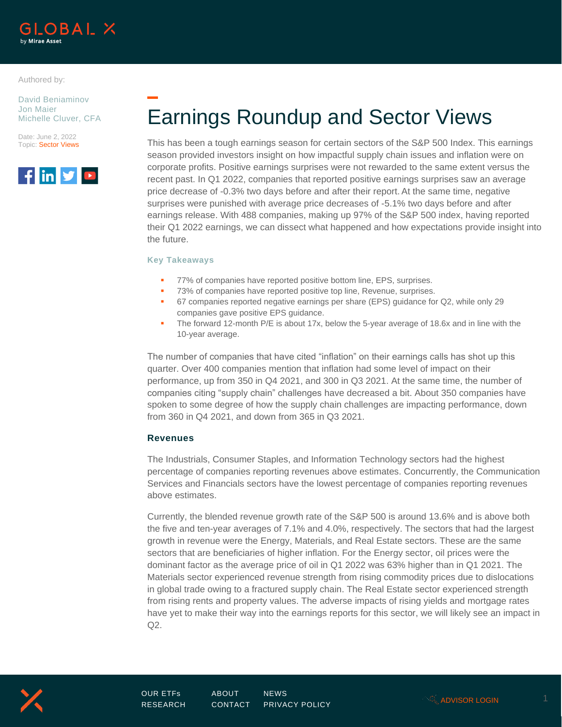Authored by:

David Beniaminov
Jon Maier
Michelle Cluver, CFA

Date: June 2, 2022
Topic: Sector Views

# Earnings Roundup and Sector Views

This has been a tough earnings season for certain sectors of the S&P 500 Index. This earnings season provided investors insight on how impactful supply chain issues and inflation were on corporate profits. Positive earnings surprises were not rewarded to the same extent versus the recent past. In Q1 2022, companies that reported positive earnings surprises saw an average price decrease of -0.3% two days before and after their report. At the same time, negative surprises were punished with average price decreases of -5.1% two days before and after earnings release. With 488 companies, making up 97% of the S&P 500 index, having reported their Q1 2022 earnings, we can dissect what happened and how expectations provide insight into the future.

### Key Takeaways

- 77% of companies have reported positive bottom line, EPS, surprises.
- 73% of companies have reported positive top line, Revenue, surprises.
- 67 companies reported negative earnings per share (EPS) guidance for Q2, while only 29 companies gave positive EPS guidance.
- The forward 12-month P/E is about 17x, below the 5-year average of 18.6x and in line with the 10-year average.

The number of companies that have cited "inflation" on their earnings calls has shot up this quarter. Over 400 companies mention that inflation had some level of impact on their performance, up from 350 in Q4 2021, and 300 in Q3 2021. At the same time, the number of companies citing "supply chain" challenges have decreased a bit. About 350 companies have spoken to some degree of how the supply chain challenges are impacting performance, down from 360 in Q4 2021, and down from 365 in Q3 2021.

## Revenues

The Industrials, Consumer Staples, and Information Technology sectors had the highest percentage of companies reporting revenues above estimates. Concurrently, the Communication Services and Financials sectors have the lowest percentage of companies reporting revenues above estimates.

Currently, the blended revenue growth rate of the S&P 500 is around 13.6% and is above both the five and ten-year averages of 7.1% and 4.0%, respectively. The sectors that had the largest growth in revenue were the Energy, Materials, and Real Estate sectors. These are the same sectors that are beneficiaries of higher inflation. For the Energy sector, oil prices were the dominant factor as the average price of oil in Q1 2022 was 63% higher than in Q1 2021. The Materials sector experienced revenue strength from rising commodity prices due to dislocations in global trade owing to a fractured supply chain. The Real Estate sector experienced strength from rising rents and property values. The adverse impacts of rising yields and mortgage rates have yet to make their way into the earnings reports for this sector, we will likely see an impact in Q2.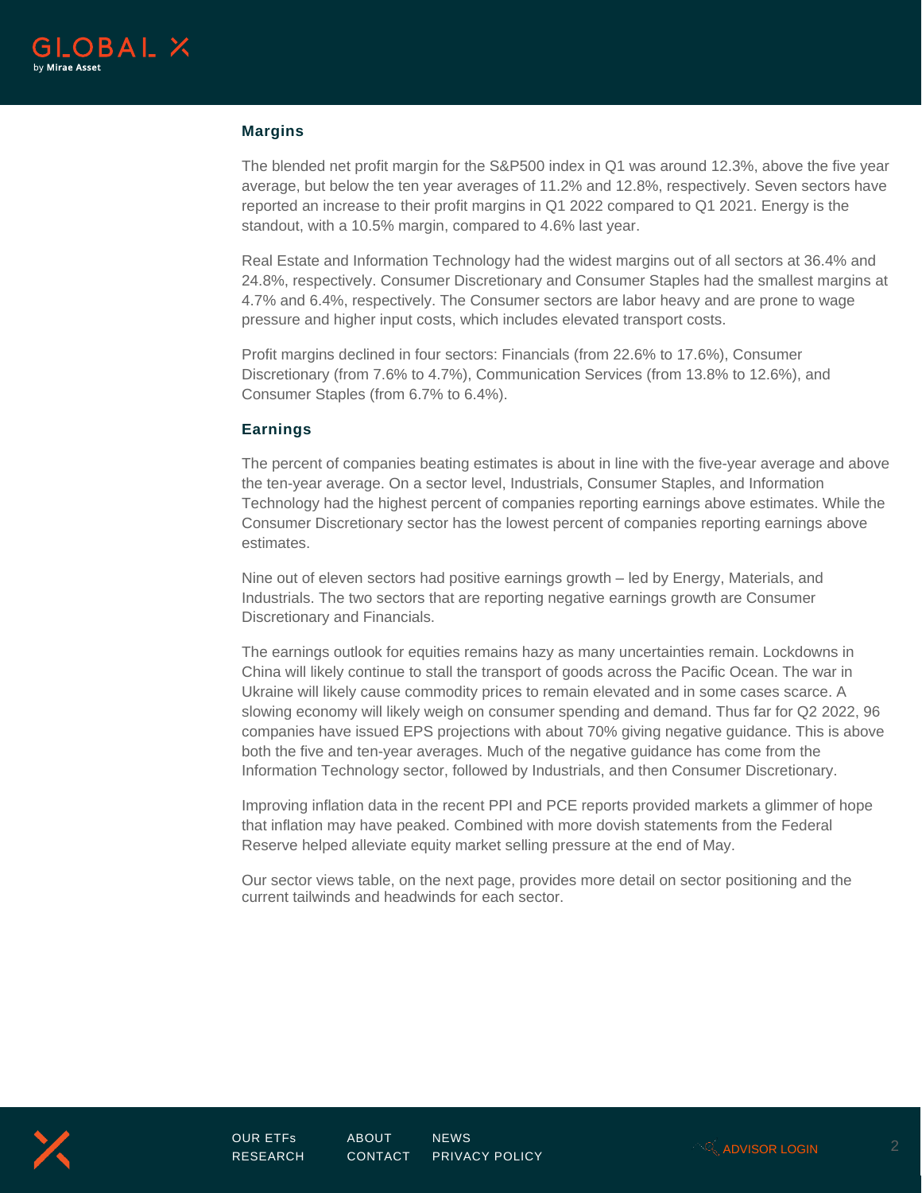## Margins

The blended net profit margin for the S&P500 index in Q1 was around 12.3%, above the five year average, but below the ten year averages of 11.2% and 12.8%, respectively. Seven sectors have reported an increase to their profit margins in Q1 2022 compared to Q1 2021. Energy is the standout, with a 10.5% margin, compared to 4.6% last year.

Real Estate and Information Technology had the widest margins out of all sectors at 36.4% and 24.8%, respectively. Consumer Discretionary and Consumer Staples had the smallest margins at 4.7% and 6.4%, respectively. The Consumer sectors are labor heavy and are prone to wage pressure and higher input costs, which includes elevated transport costs.

Profit margins declined in four sectors: Financials (from 22.6% to 17.6%), Consumer Discretionary (from 7.6% to 4.7%), Communication Services (from 13.8% to 12.6%), and Consumer Staples (from 6.7% to 6.4%).

## Earnings

The percent of companies beating estimates is about in line with the five-year average and above the ten-year average. On a sector level, Industrials, Consumer Staples, and Information Technology had the highest percent of companies reporting earnings above estimates. While the Consumer Discretionary sector has the lowest percent of companies reporting earnings above estimates.

Nine out of eleven sectors had positive earnings growth – led by Energy, Materials, and Industrials. The two sectors that are reporting negative earnings growth are Consumer Discretionary and Financials.

The earnings outlook for equities remains hazy as many uncertainties remain. Lockdowns in China will likely continue to stall the transport of goods across the Pacific Ocean. The war in Ukraine will likely cause commodity prices to remain elevated and in some cases scarce. A slowing economy will likely weigh on consumer spending and demand. Thus far for Q2 2022, 96 companies have issued EPS projections with about 70% giving negative guidance. This is above both the five and ten-year averages. Much of the negative guidance has come from the Information Technology sector, followed by Industrials, and then Consumer Discretionary.

Improving inflation data in the recent PPI and PCE reports provided markets a glimmer of hope that inflation may have peaked. Combined with more dovish statements from the Federal Reserve helped alleviate equity market selling pressure at the end of May.

Our sector views table, on the next page, provides more detail on sector positioning and the current tailwinds and headwinds for each sector.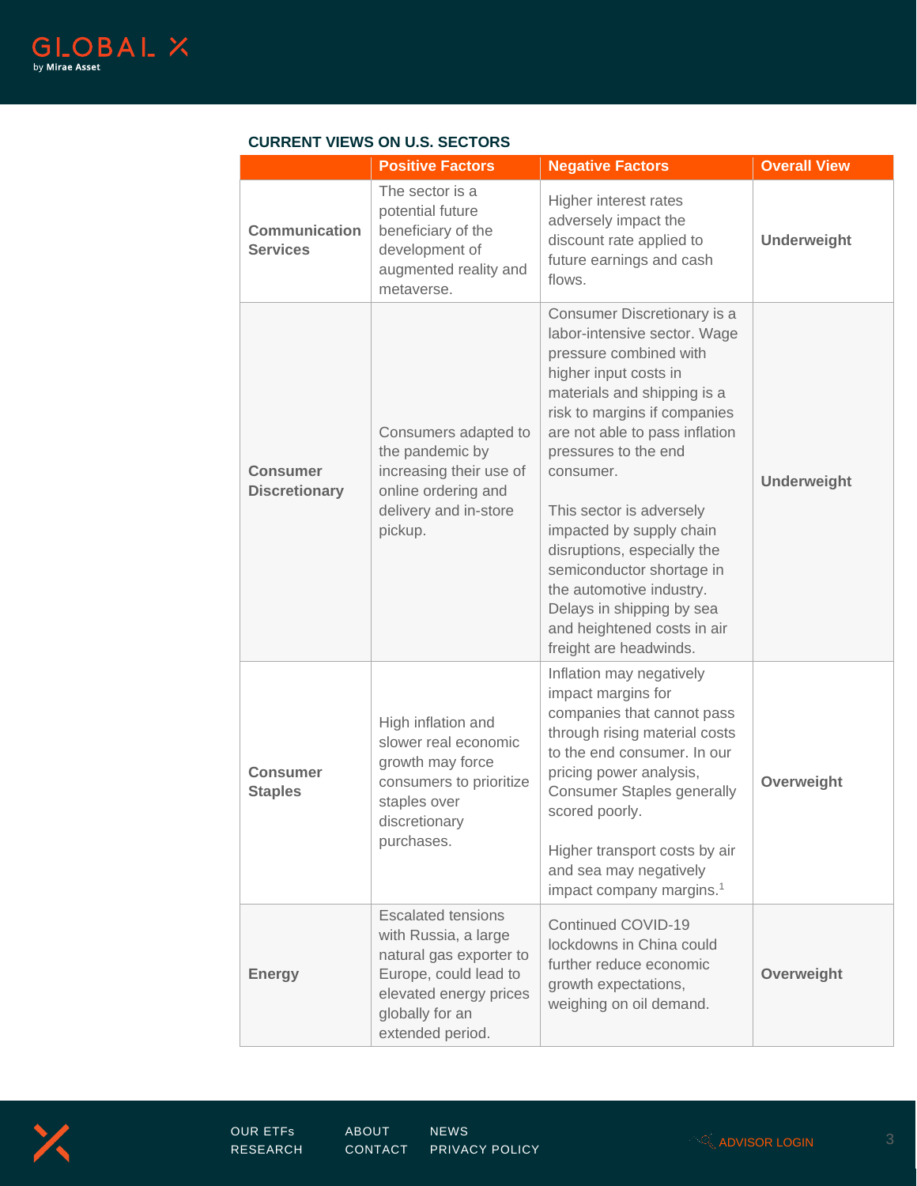### CURRENT VIEWS ON U.S. SECTORS

| | Positive Factors | Negative Factors | Overall View |
|---|---|---|---|
| **Communication Services** | The sector is a potential future beneficiary of the development of augmented reality and metaverse. | Higher interest rates adversely impact the discount rate applied to future earnings and cash flows. | **Underweight** |
| **Consumer Discretionary** | Consumers adapted to the pandemic by increasing their use of online ordering and delivery and in-store pickup. | Consumer Discretionary is a labor-intensive sector. Wage pressure combined with higher input costs in materials and shipping is a risk to margins if companies are not able to pass inflation pressures to the end consumer.<br><br>This sector is adversely impacted by supply chain disruptions, especially the semiconductor shortage in the automotive industry. Delays in shipping by sea and heightened costs in air freight are headwinds. | **Underweight** |
| **Consumer Staples** | High inflation and slower real economic growth may force consumers to prioritize staples over discretionary purchases. | Inflation may negatively impact margins for companies that cannot pass through rising material costs to the end consumer. In our pricing power analysis, Consumer Staples generally scored poorly.<br><br>Higher transport costs by air and sea may negatively impact company margins.[1] | **Overweight** |
| **Energy** | Escalated tensions with Russia, a large natural gas exporter to Europe, could lead to elevated energy prices globally for an extended period. | Continued COVID-19 lockdowns in China could further reduce economic growth expectations, weighing on oil demand. | **Overweight** |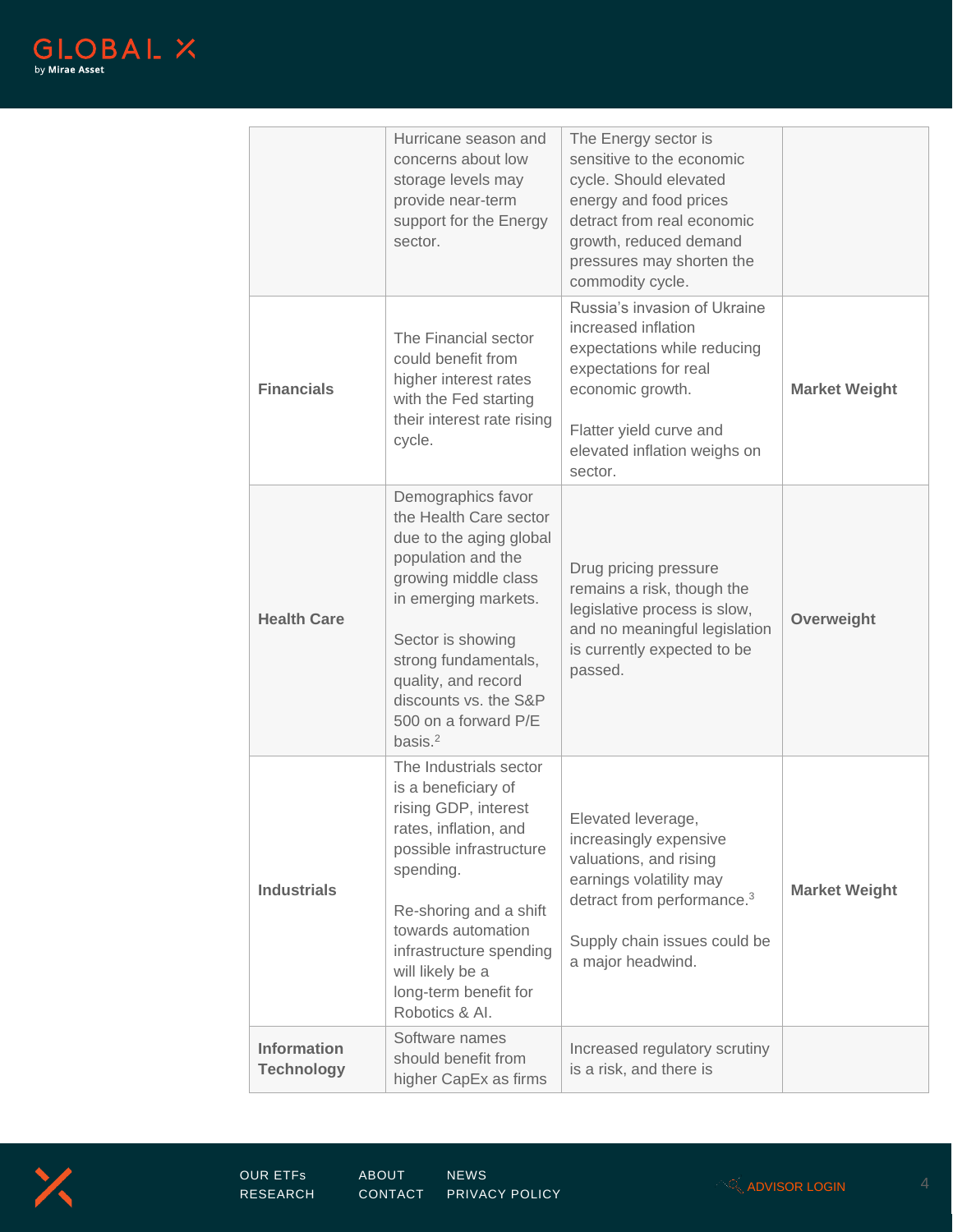| | | | |
|---|---|---|---|
| | Hurricane season and concerns about low storage levels may provide near-term support for the Energy sector. | The Energy sector is sensitive to the economic cycle. Should elevated energy and food prices detract from real economic growth, reduced demand pressures may shorten the commodity cycle. | |
| **Financials** | The Financial sector could benefit from higher interest rates with the Fed starting their interest rate rising cycle. | Russia's invasion of Ukraine increased inflation expectations while reducing expectations for real economic growth.<br><br>Flatter yield curve and elevated inflation weighs on sector. | **Market Weight** |
| **Health Care** | Demographics favor the Health Care sector due to the aging global population and the growing middle class in emerging markets.<br><br>Sector is showing strong fundamentals, quality, and record discounts vs. the S&P 500 on a forward P/E basis.[2] | Drug pricing pressure remains a risk, though the legislative process is slow, and no meaningful legislation is currently expected to be passed. | **Overweight** |
| **Industrials** | The Industrials sector is a beneficiary of rising GDP, interest rates, inflation, and possible infrastructure spending.<br><br>Re-shoring and a shift towards automation infrastructure spending will likely be a long-term benefit for Robotics & AI. | Elevated leverage, increasingly expensive valuations, and rising earnings volatility may detract from performance.[3]<br><br>Supply chain issues could be a major headwind. | **Market Weight** |
| **Information Technology** | Software names should benefit from higher CapEx as firms | Increased regulatory scrutiny is a risk, and there is | |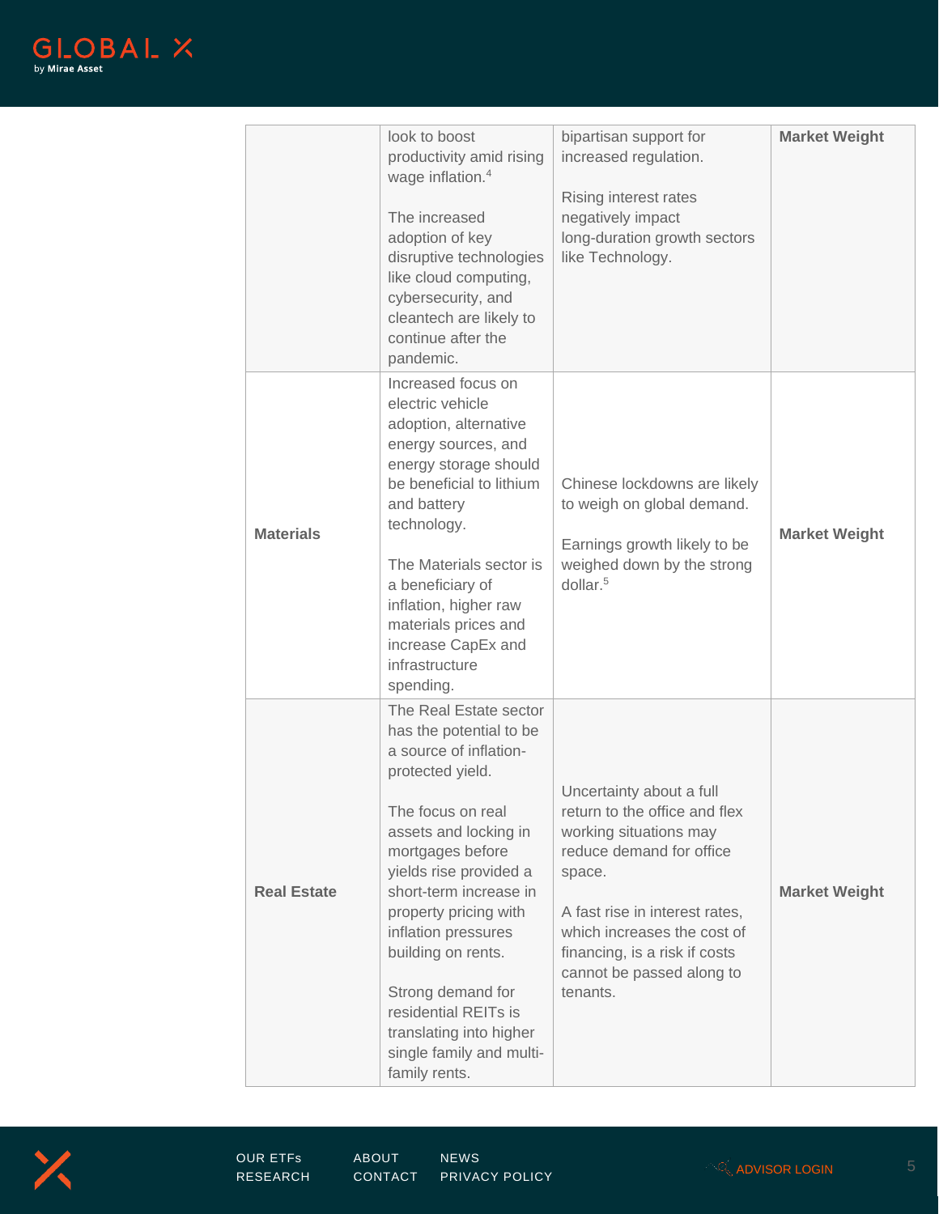| | | | |
|---|---|---|---|
| | look to boost productivity amid rising wage inflation.[4]<br><br>The increased adoption of key disruptive technologies like cloud computing, cybersecurity, and cleantech are likely to continue after the pandemic. | bipartisan support for increased regulation.<br><br>Rising interest rates negatively impact long-duration growth sectors like Technology. | **Market Weight** |
| **Materials** | Increased focus on electric vehicle adoption, alternative energy sources, and energy storage should be beneficial to lithium and battery technology.<br><br>The Materials sector is a beneficiary of inflation, higher raw materials prices and increase CapEx and infrastructure spending. | Chinese lockdowns are likely to weigh on global demand.<br><br>Earnings growth likely to be weighed down by the strong dollar.[5] | **Market Weight** |
| **Real Estate** | The Real Estate sector has the potential to be a source of inflation-protected yield.<br><br>The focus on real assets and locking in mortgages before yields rise provided a short-term increase in property pricing with inflation pressures building on rents.<br><br>Strong demand for residential REITs is translating into higher single family and multi-family rents. | Uncertainty about a full return to the office and flex working situations may reduce demand for office space.<br><br>A fast rise in interest rates, which increases the cost of financing, is a risk if costs cannot be passed along to tenants. | **Market Weight** |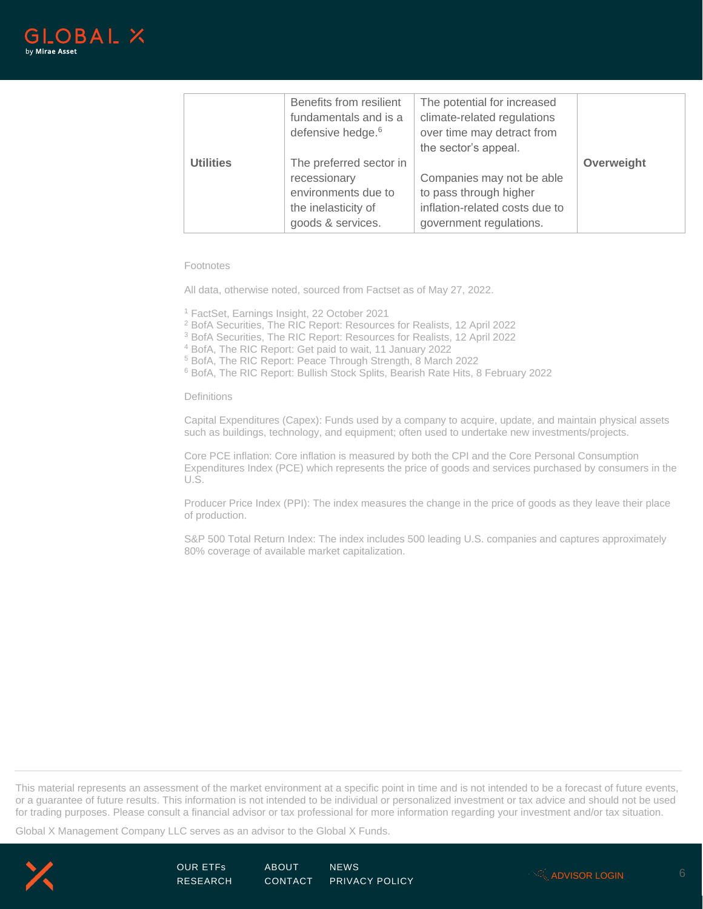| | | | |
|---|---|---|---|
| **Utilities** | Benefits from resilient fundamentals and is a defensive hedge.[6]<br><br>The preferred sector in recessionary environments due to the inelasticity of goods & services. | The potential for increased climate-related regulations over time may detract from the sector's appeal.<br><br>Companies may not be able to pass through higher inflation-related costs due to government regulations. | **Overweight** |

Footnotes

All data, otherwise noted, sourced from Factset as of May 27, 2022.

[1] FactSet, Earnings Insight, 22 October 2021
[2] BofA Securities, The RIC Report: Resources for Realists, 12 April 2022
[3] BofA Securities, The RIC Report: Resources for Realists, 12 April 2022
[4] BofA, The RIC Report: Get paid to wait, 11 January 2022
[5] BofA, The RIC Report: Peace Through Strength, 8 March 2022
[6] BofA, The RIC Report: Bullish Stock Splits, Bearish Rate Hits, 8 February 2022

Definitions

Capital Expenditures (Capex): Funds used by a company to acquire, update, and maintain physical assets such as buildings, technology, and equipment; often used to undertake new investments/projects.

Core PCE inflation: Core inflation is measured by both the CPI and the Core Personal Consumption Expenditures Index (PCE) which represents the price of goods and services purchased by consumers in the U.S.

Producer Price Index (PPI): The index measures the change in the price of goods as they leave their place of production.

S&P 500 Total Return Index: The index includes 500 leading U.S. companies and captures approximately 80% coverage of available market capitalization.

This material represents an assessment of the market environment at a specific point in time and is not intended to be a forecast of future events, or a guarantee of future results. This information is not intended to be individual or personalized investment or tax advice and should not be used for trading purposes. Please consult a financial advisor or tax professional for more information regarding your investment and/or tax situation.

Global X Management Company LLC serves as an advisor to the Global X Funds.